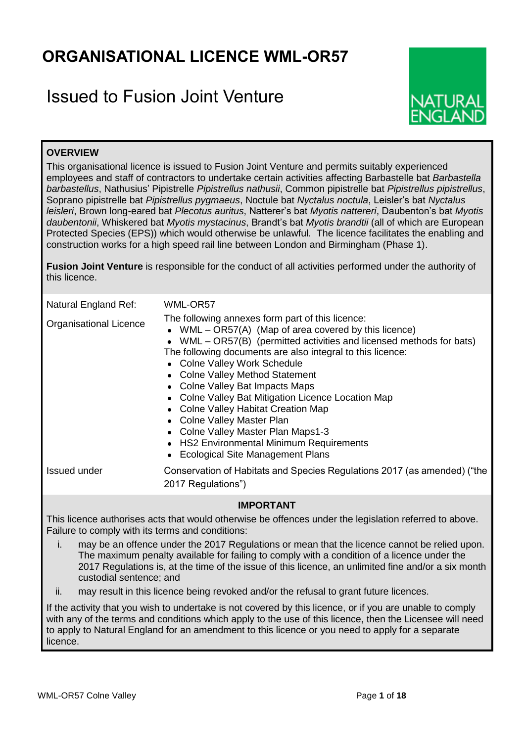# ORGANISATIONAL LICENCE WML-OR57

## Issued to Fusion Joint Venture

NATURAL ENGLAND

### OVERVIEW

This organisational licence is issued to Fusion Joint Venture and permits suitably experienced employees and staff of contractors to undertake certain activities affecting Barbastelle bat *Barbastella barbastellus*, Nathusius' Pipistrelle *Pipistrellus nathusii*, Common pipistrelle bat *Pipistrellus pipistrellus*, Soprano pipistrelle bat *Pipistrellus pygmaeus*, Noctule bat *Nyctalus noctula*, Leisler's bat *Nyctalus leisleri*, Brown long-eared bat *Plecotus auritus*, Natterer's bat *Myotis nattereri*, Daubenton's bat *Myotis daubentonii*, Whiskered bat *Myotis mystacinus*, Brandt's bat *Myotis brandtii* (all of which are European Protected Species (EPS)) which would otherwise be unlawful. The licence facilitates the enabling and construction works for a high speed rail line between London and Birmingham (Phase 1).

**Fusion Joint Venture** is responsible for the conduct of all activities performed under the authority of this licence.

| | |
|---|---|
| Natural England Ref: | WML-OR57 |
| Organisational Licence | The following annexes form part of this licence:<br>• WML – OR57(A) (Map of area covered by this licence)<br>• WML – OR57(B) (permitted activities and licensed methods for bats)<br>The following documents are also integral to this licence:<br>• Colne Valley Work Schedule<br>• Colne Valley Method Statement<br>• Colne Valley Bat Impacts Maps<br>• Colne Valley Bat Mitigation Licence Location Map<br>• Colne Valley Habitat Creation Map<br>• Colne Valley Master Plan<br>• Colne Valley Master Plan Maps1-3<br>• HS2 Environmental Minimum Requirements<br>• Ecological Site Management Plans |
| Issued under | Conservation of Habitats and Species Regulations 2017 (as amended) ("the 2017 Regulations") |

**IMPORTANT**

This licence authorises acts that would otherwise be offences under the legislation referred to above. Failure to comply with its terms and conditions:

i. may be an offence under the 2017 Regulations or mean that the licence cannot be relied upon. The maximum penalty available for failing to comply with a condition of a licence under the 2017 Regulations is, at the time of the issue of this licence, an unlimited fine and/or a six month custodial sentence; and

ii. may result in this licence being revoked and/or the refusal to grant future licences.

If the activity that you wish to undertake is not covered by this licence, or if you are unable to comply with any of the terms and conditions which apply to the use of this licence, then the Licensee will need to apply to Natural England for an amendment to this licence or you need to apply for a separate licence.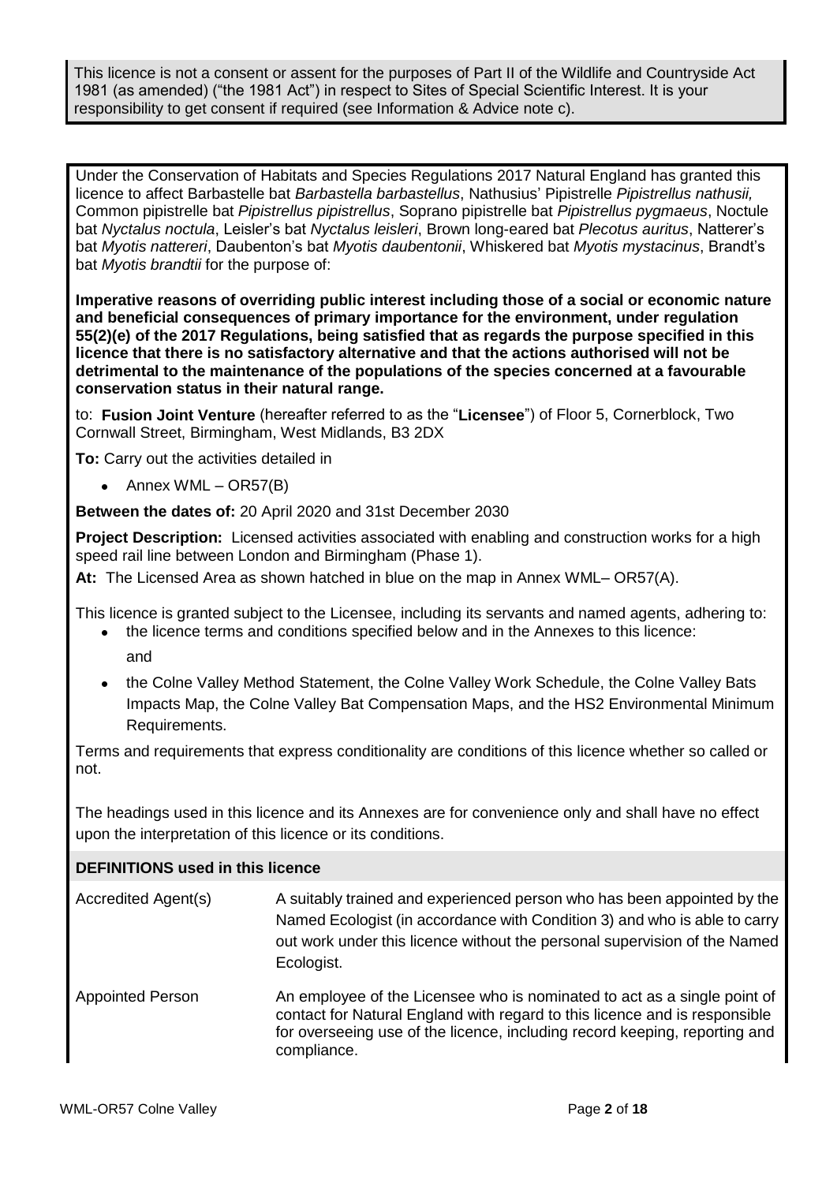This licence is not a consent or assent for the purposes of Part II of the Wildlife and Countryside Act 1981 (as amended) ("the 1981 Act") in respect to Sites of Special Scientific Interest. It is your responsibility to get consent if required (see Information & Advice note c).

Under the Conservation of Habitats and Species Regulations 2017 Natural England has granted this licence to affect Barbastelle bat *Barbastella barbastellus*, Nathusius' Pipistrelle *Pipistrellus nathusii,* Common pipistrelle bat *Pipistrellus pipistrellus*, Soprano pipistrelle bat *Pipistrellus pygmaeus*, Noctule bat *Nyctalus noctula*, Leisler's bat *Nyctalus leisleri*, Brown long-eared bat *Plecotus auritus*, Natterer's bat *Myotis nattereri*, Daubenton's bat *Myotis daubentonii*, Whiskered bat *Myotis mystacinus*, Brandt's bat *Myotis brandtii* for the purpose of:

**Imperative reasons of overriding public interest including those of a social or economic nature and beneficial consequences of primary importance for the environment, under regulation 55(2)(e) of the 2017 Regulations, being satisfied that as regards the purpose specified in this licence that there is no satisfactory alternative and that the actions authorised will not be detrimental to the maintenance of the populations of the species concerned at a favourable conservation status in their natural range.**

to: **Fusion Joint Venture** (hereafter referred to as the "**Licensee**") of Floor 5, Cornerblock, Two Cornwall Street, Birmingham, West Midlands, B3 2DX

**To:** Carry out the activities detailed in

- Annex WML – OR57(B)

**Between the dates of:** 20 April 2020 and 31st December 2030

**Project Description:** Licensed activities associated with enabling and construction works for a high speed rail line between London and Birmingham (Phase 1).

**At:** The Licensed Area as shown hatched in blue on the map in Annex WML– OR57(A).

This licence is granted subject to the Licensee, including its servants and named agents, adhering to:

- the licence terms and conditions specified below and in the Annexes to this licence:

  and

- the Colne Valley Method Statement, the Colne Valley Work Schedule, the Colne Valley Bats Impacts Map, the Colne Valley Bat Compensation Maps, and the HS2 Environmental Minimum Requirements.

Terms and requirements that express conditionality are conditions of this licence whether so called or not.

The headings used in this licence and its Annexes are for convenience only and shall have no effect upon the interpretation of this licence or its conditions.

## DEFINITIONS used in this licence

| Term | Definition |
| --- | --- |
| Accredited Agent(s) | A suitably trained and experienced person who has been appointed by the Named Ecologist (in accordance with Condition 3) and who is able to carry out work under this licence without the personal supervision of the Named Ecologist. |
| Appointed Person | An employee of the Licensee who is nominated to act as a single point of contact for Natural England with regard to this licence and is responsible for overseeing use of the licence, including record keeping, reporting and compliance. |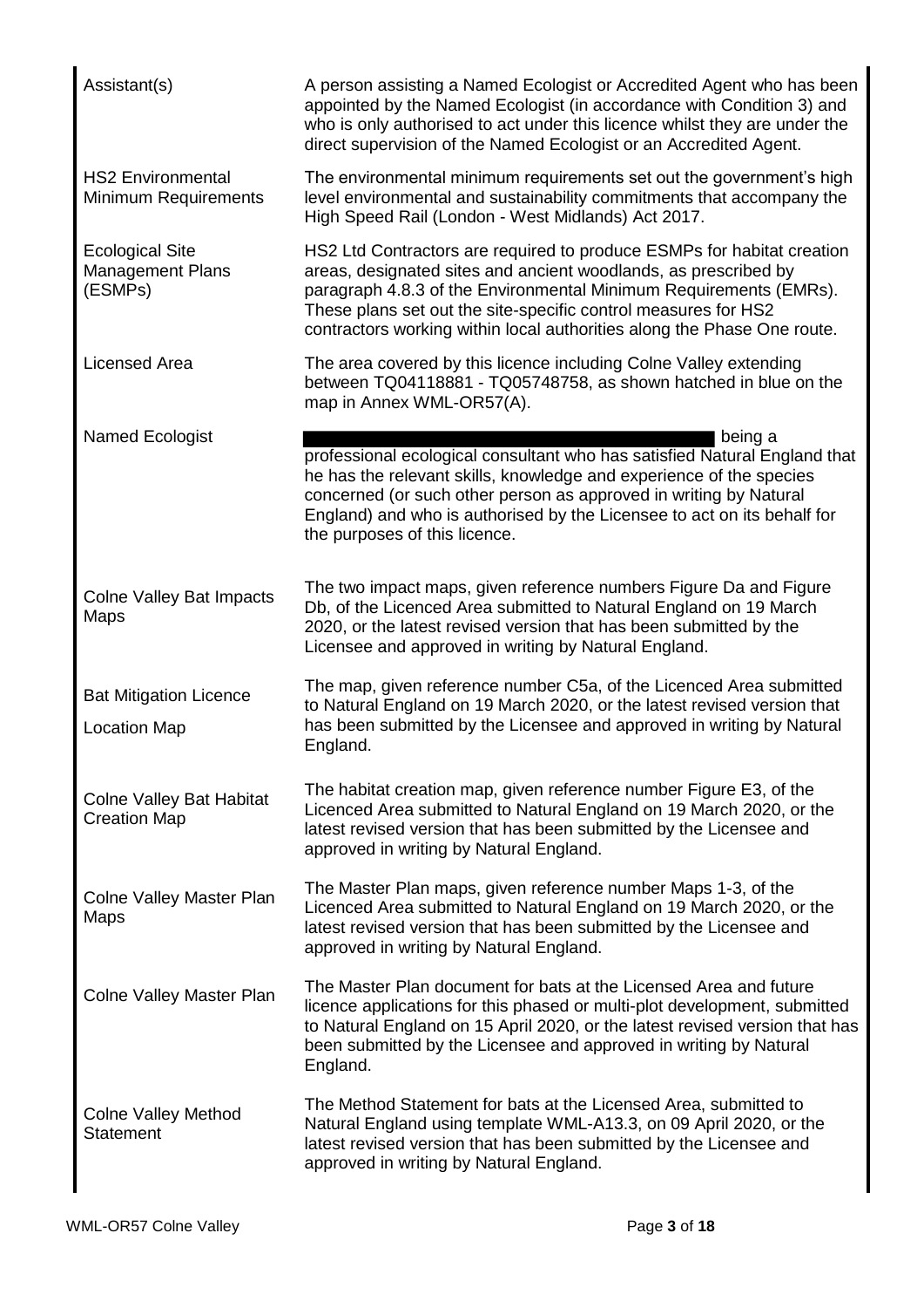| | |
|---|---|
| Assistant(s) | A person assisting a Named Ecologist or Accredited Agent who has been appointed by the Named Ecologist (in accordance with Condition 3) and who is only authorised to act under this licence whilst they are under the direct supervision of the Named Ecologist or an Accredited Agent. |
| HS2 Environmental Minimum Requirements | The environmental minimum requirements set out the government's high level environmental and sustainability commitments that accompany the High Speed Rail (London - West Midlands) Act 2017. |
| Ecological Site Management Plans (ESMPs) | HS2 Ltd Contractors are required to produce ESMPs for habitat creation areas, designated sites and ancient woodlands, as prescribed by paragraph 4.8.3 of the Environmental Minimum Requirements (EMRs). These plans set out the site-specific control measures for HS2 contractors working within local authorities along the Phase One route. |
| Licensed Area | The area covered by this licence including Colne Valley extending between TQ04118881 - TQ05748758, as shown hatched in blue on the map in Annex WML-OR57(A). |
| Named Ecologist | being a professional ecological consultant who has satisfied Natural England that he has the relevant skills, knowledge and experience of the species concerned (or such other person as approved in writing by Natural England) and who is authorised by the Licensee to act on its behalf for the purposes of this licence. |
| Colne Valley Bat Impacts Maps | The two impact maps, given reference numbers Figure Da and Figure Db, of the Licenced Area submitted to Natural England on 19 March 2020, or the latest revised version that has been submitted by the Licensee and approved in writing by Natural England. |
| Bat Mitigation Licence Location Map | The map, given reference number C5a, of the Licenced Area submitted to Natural England on 19 March 2020, or the latest revised version that has been submitted by the Licensee and approved in writing by Natural England. |
| Colne Valley Bat Habitat Creation Map | The habitat creation map, given reference number Figure E3, of the Licenced Area submitted to Natural England on 19 March 2020, or the latest revised version that has been submitted by the Licensee and approved in writing by Natural England. |
| Colne Valley Master Plan Maps | The Master Plan maps, given reference number Maps 1-3, of the Licenced Area submitted to Natural England on 19 March 2020, or the latest revised version that has been submitted by the Licensee and approved in writing by Natural England. |
| Colne Valley Master Plan | The Master Plan document for bats at the Licensed Area and future licence applications for this phased or multi-plot development, submitted to Natural England on 15 April 2020, or the latest revised version that has been submitted by the Licensee and approved in writing by Natural England. |
| Colne Valley Method Statement | The Method Statement for bats at the Licensed Area, submitted to Natural England using template WML-A13.3, on 09 April 2020, or the latest revised version that has been submitted by the Licensee and approved in writing by Natural England. |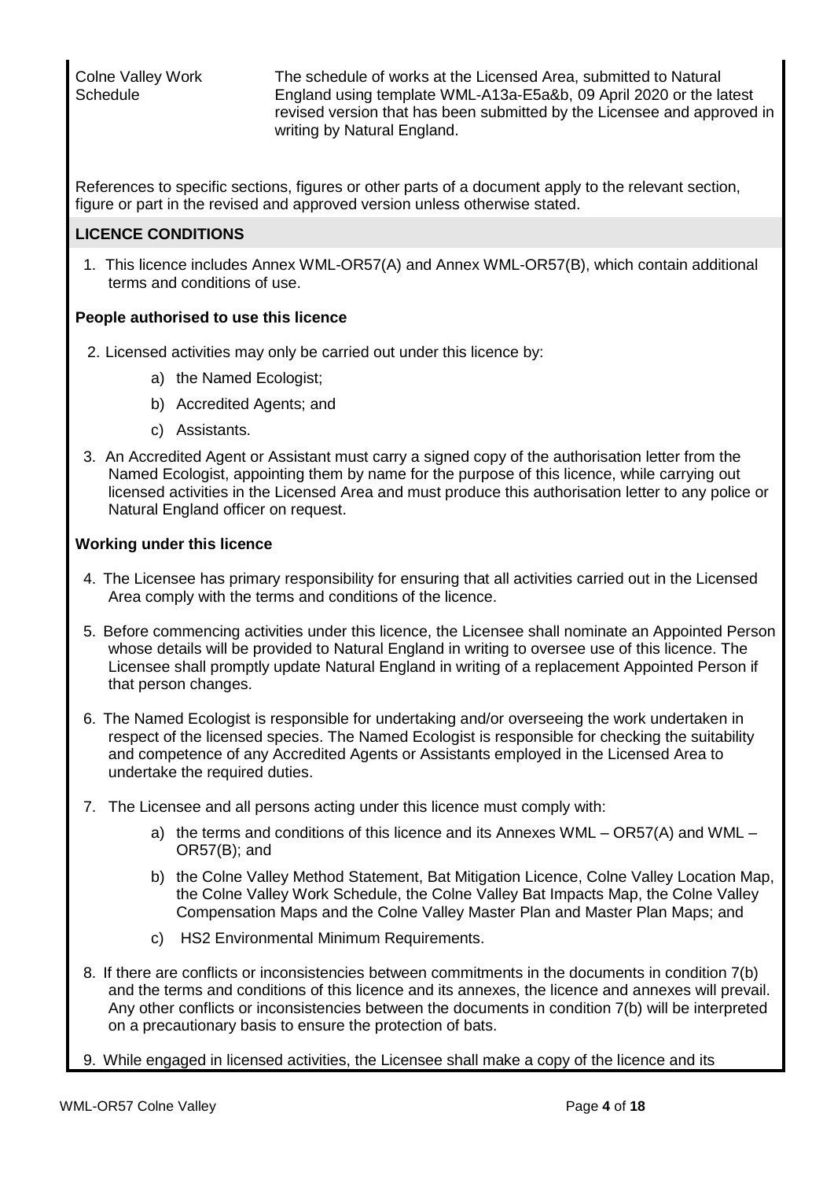| | |
|---|---|
| Colne Valley Work Schedule | The schedule of works at the Licensed Area, submitted to Natural England using template WML-A13a-E5a&b, 09 April 2020 or the latest revised version that has been submitted by the Licensee and approved in writing by Natural England. |

References to specific sections, figures or other parts of a document apply to the relevant section, figure or part in the revised and approved version unless otherwise stated.

## LICENCE CONDITIONS

1. This licence includes Annex WML-OR57(A) and Annex WML-OR57(B), which contain additional terms and conditions of use.

### People authorised to use this licence

2. Licensed activities may only be carried out under this licence by:
   a) the Named Ecologist;
   b) Accredited Agents; and
   c) Assistants.
3. An Accredited Agent or Assistant must carry a signed copy of the authorisation letter from the Named Ecologist, appointing them by name for the purpose of this licence, while carrying out licensed activities in the Licensed Area and must produce this authorisation letter to any police or Natural England officer on request.

### Working under this licence

4. The Licensee has primary responsibility for ensuring that all activities carried out in the Licensed Area comply with the terms and conditions of the licence.
5. Before commencing activities under this licence, the Licensee shall nominate an Appointed Person whose details will be provided to Natural England in writing to oversee use of this licence. The Licensee shall promptly update Natural England in writing of a replacement Appointed Person if that person changes.
6. The Named Ecologist is responsible for undertaking and/or overseeing the work undertaken in respect of the licensed species. The Named Ecologist is responsible for checking the suitability and competence of any Accredited Agents or Assistants employed in the Licensed Area to undertake the required duties.
7. The Licensee and all persons acting under this licence must comply with:
   a) the terms and conditions of this licence and its Annexes WML – OR57(A) and WML – OR57(B); and
   b) the Colne Valley Method Statement, Bat Mitigation Licence, Colne Valley Location Map, the Colne Valley Work Schedule, the Colne Valley Bat Impacts Map, the Colne Valley Compensation Maps and the Colne Valley Master Plan and Master Plan Maps; and
   c) HS2 Environmental Minimum Requirements.
8. If there are conflicts or inconsistencies between commitments in the documents in condition 7(b) and the terms and conditions of this licence and its annexes, the licence and annexes will prevail. Any other conflicts or inconsistencies between the documents in condition 7(b) will be interpreted on a precautionary basis to ensure the protection of bats.
9. While engaged in licensed activities, the Licensee shall make a copy of the licence and its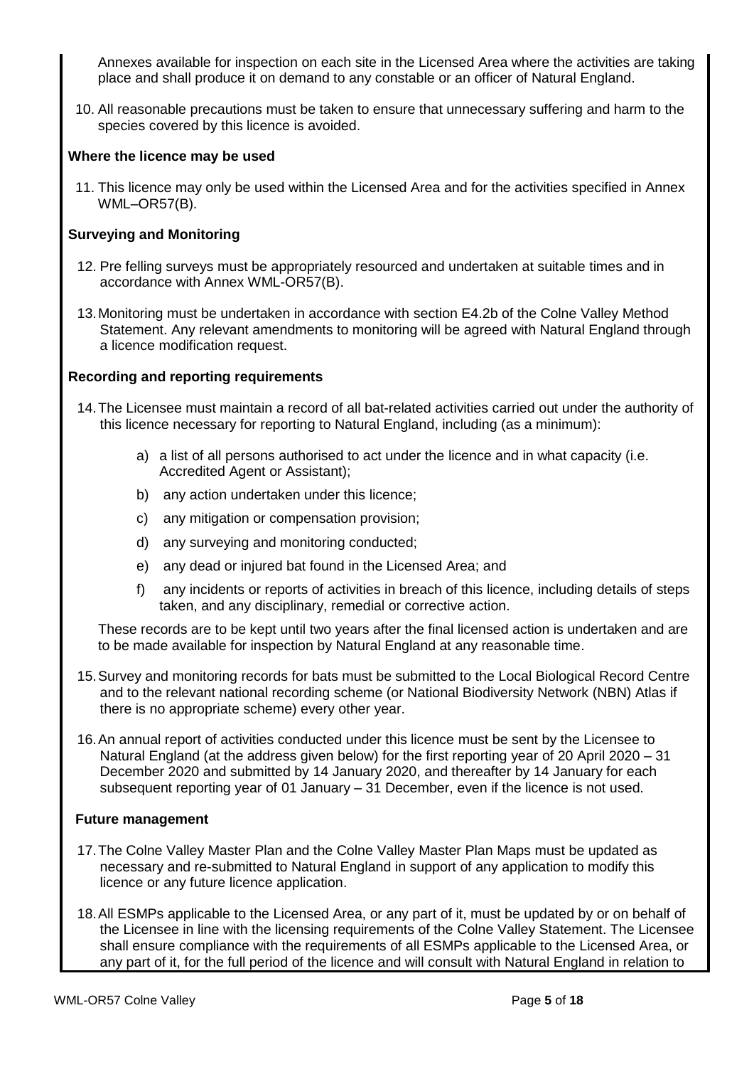Annexes available for inspection on each site in the Licensed Area where the activities are taking place and shall produce it on demand to any constable or an officer of Natural England.

10. All reasonable precautions must be taken to ensure that unnecessary suffering and harm to the species covered by this licence is avoided.

**Where the licence may be used**

11. This licence may only be used within the Licensed Area and for the activities specified in Annex WML–OR57(B).

**Surveying and Monitoring**

12. Pre felling surveys must be appropriately resourced and undertaken at suitable times and in accordance with Annex WML-OR57(B).

13. Monitoring must be undertaken in accordance with section E4.2b of the Colne Valley Method Statement. Any relevant amendments to monitoring will be agreed with Natural England through a licence modification request.

**Recording and reporting requirements**

14. The Licensee must maintain a record of all bat-related activities carried out under the authority of this licence necessary for reporting to Natural England, including (as a minimum):

    a) a list of all persons authorised to act under the licence and in what capacity (i.e. Accredited Agent or Assistant);

    b) any action undertaken under this licence;

    c) any mitigation or compensation provision;

    d) any surveying and monitoring conducted;

    e) any dead or injured bat found in the Licensed Area; and

    f) any incidents or reports of activities in breach of this licence, including details of steps taken, and any disciplinary, remedial or corrective action.

    These records are to be kept until two years after the final licensed action is undertaken and are to be made available for inspection by Natural England at any reasonable time.

15. Survey and monitoring records for bats must be submitted to the Local Biological Record Centre and to the relevant national recording scheme (or National Biodiversity Network (NBN) Atlas if there is no appropriate scheme) every other year.

16. An annual report of activities conducted under this licence must be sent by the Licensee to Natural England (at the address given below) for the first reporting year of 20 April 2020 – 31 December 2020 and submitted by 14 January 2020, and thereafter by 14 January for each subsequent reporting year of 01 January – 31 December, even if the licence is not used.

**Future management**

17. The Colne Valley Master Plan and the Colne Valley Master Plan Maps must be updated as necessary and re-submitted to Natural England in support of any application to modify this licence or any future licence application.

18. All ESMPs applicable to the Licensed Area, or any part of it, must be updated by or on behalf of the Licensee in line with the licensing requirements of the Colne Valley Statement. The Licensee shall ensure compliance with the requirements of all ESMPs applicable to the Licensed Area, or any part of it, for the full period of the licence and will consult with Natural England in relation to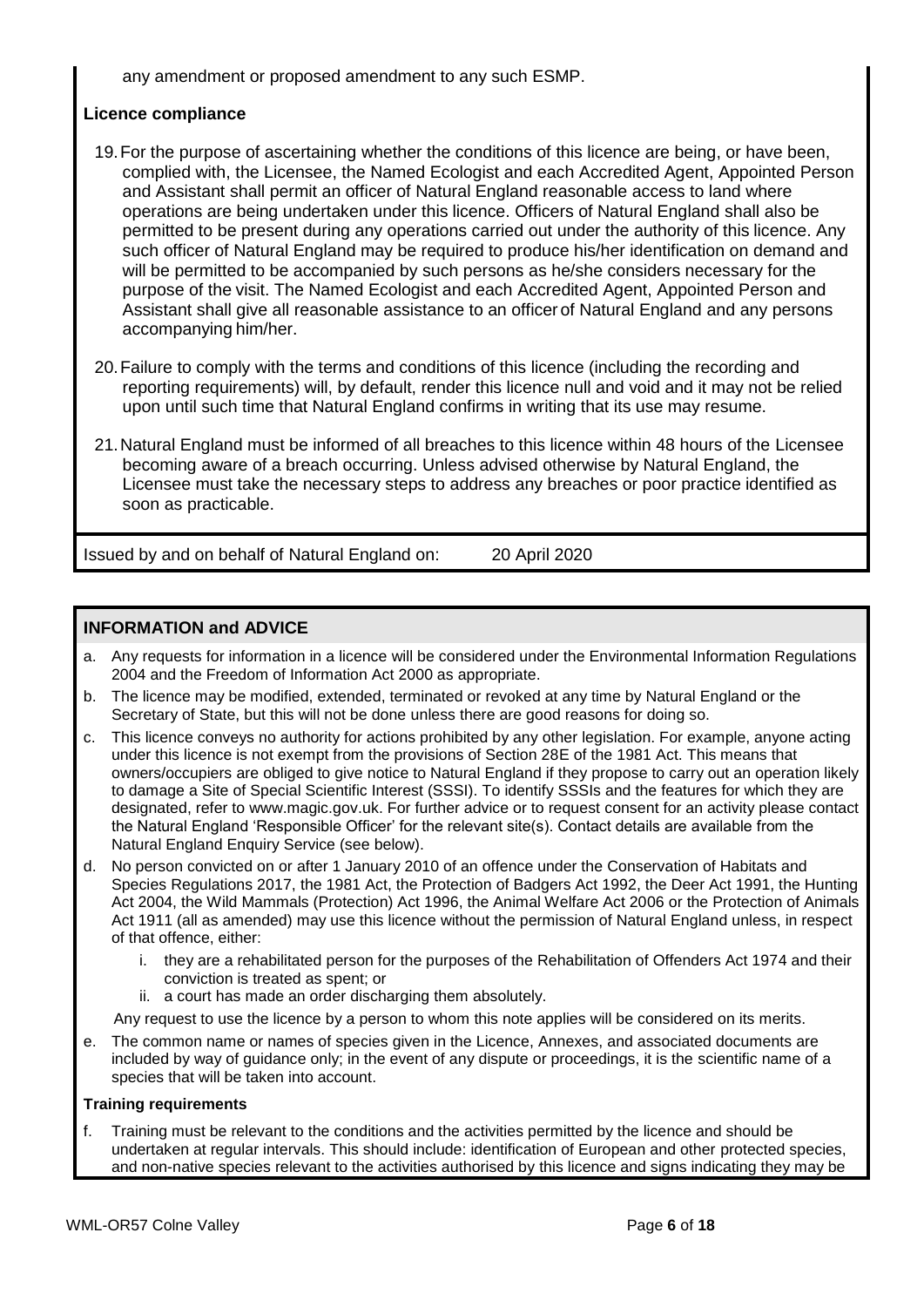any amendment or proposed amendment to any such ESMP.

**Licence compliance**

19. For the purpose of ascertaining whether the conditions of this licence are being, or have been, complied with, the Licensee, the Named Ecologist and each Accredited Agent, Appointed Person and Assistant shall permit an officer of Natural England reasonable access to land where operations are being undertaken under this licence. Officers of Natural England shall also be permitted to be present during any operations carried out under the authority of this licence. Any such officer of Natural England may be required to produce his/her identification on demand and will be permitted to be accompanied by such persons as he/she considers necessary for the purpose of the visit. The Named Ecologist and each Accredited Agent, Appointed Person and Assistant shall give all reasonable assistance to an officer of Natural England and any persons accompanying him/her.

20. Failure to comply with the terms and conditions of this licence (including the recording and reporting requirements) will, by default, render this licence null and void and it may not be relied upon until such time that Natural England confirms in writing that its use may resume.

21. Natural England must be informed of all breaches to this licence within 48 hours of the Licensee becoming aware of a breach occurring. Unless advised otherwise by Natural England, the Licensee must take the necessary steps to address any breaches or poor practice identified as soon as practicable.

Issued by and on behalf of Natural England on: 20 April 2020

## INFORMATION and ADVICE

a. Any requests for information in a licence will be considered under the Environmental Information Regulations 2004 and the Freedom of Information Act 2000 as appropriate.

b. The licence may be modified, extended, terminated or revoked at any time by Natural England or the Secretary of State, but this will not be done unless there are good reasons for doing so.

c. This licence conveys no authority for actions prohibited by any other legislation. For example, anyone acting under this licence is not exempt from the provisions of Section 28E of the 1981 Act. This means that owners/occupiers are obliged to give notice to Natural England if they propose to carry out an operation likely to damage a Site of Special Scientific Interest (SSSI). To identify SSSIs and the features for which they are designated, refer to www.magic.gov.uk. For further advice or to request consent for an activity please contact the Natural England 'Responsible Officer' for the relevant site(s). Contact details are available from the Natural England Enquiry Service (see below).

d. No person convicted on or after 1 January 2010 of an offence under the Conservation of Habitats and Species Regulations 2017, the 1981 Act, the Protection of Badgers Act 1992, the Deer Act 1991, the Hunting Act 2004, the Wild Mammals (Protection) Act 1996, the Animal Welfare Act 2006 or the Protection of Animals Act 1911 (all as amended) may use this licence without the permission of Natural England unless, in respect of that offence, either:

   i. they are a rehabilitated person for the purposes of the Rehabilitation of Offenders Act 1974 and their conviction is treated as spent; or
   ii. a court has made an order discharging them absolutely.

   Any request to use the licence by a person to whom this note applies will be considered on its merits.

e. The common name or names of species given in the Licence, Annexes, and associated documents are included by way of guidance only; in the event of any dispute or proceedings, it is the scientific name of a species that will be taken into account.

**Training requirements**

f. Training must be relevant to the conditions and the activities permitted by the licence and should be undertaken at regular intervals. This should include: identification of European and other protected species, and non-native species relevant to the activities authorised by this licence and signs indicating they may be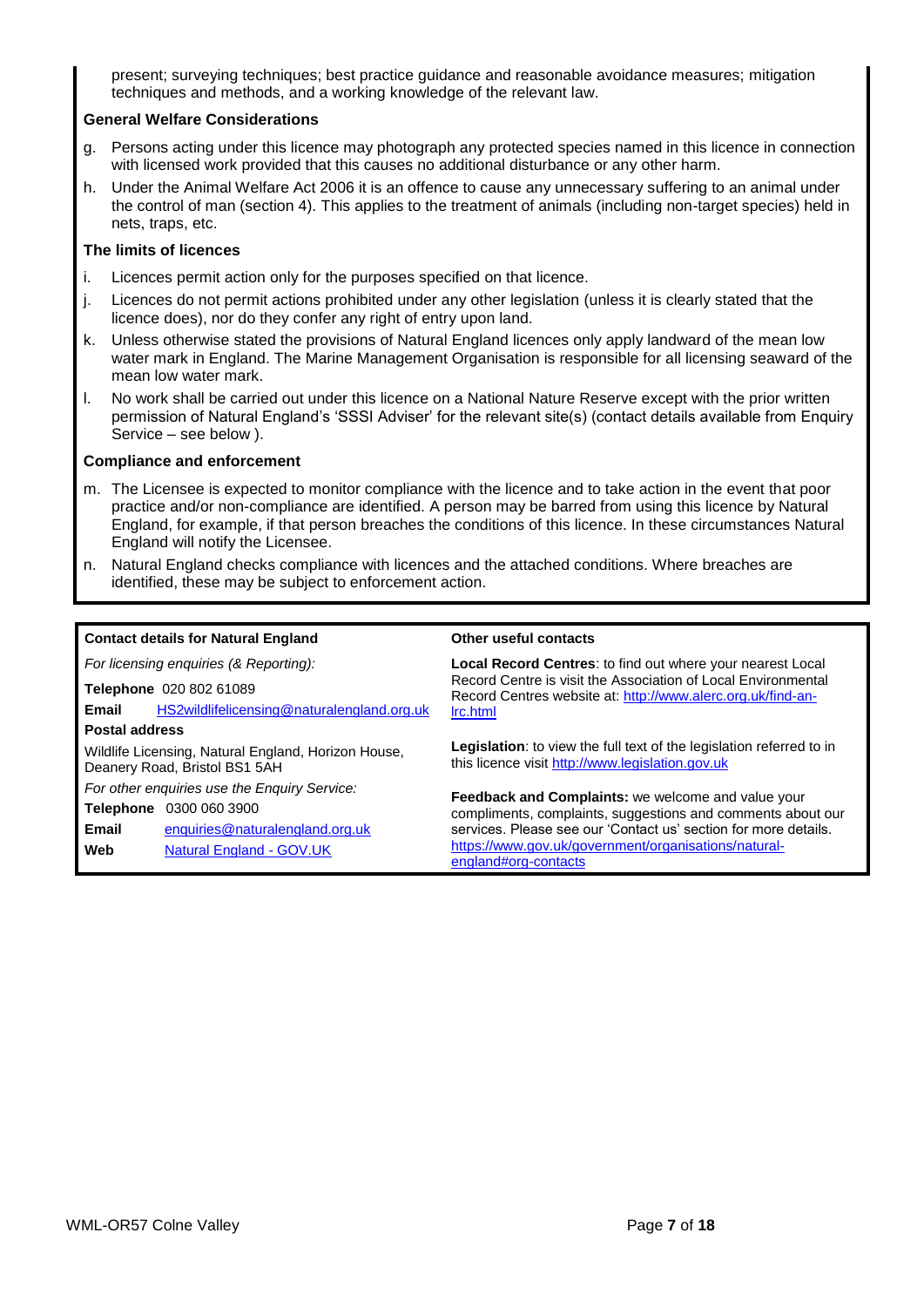present; surveying techniques; best practice guidance and reasonable avoidance measures; mitigation techniques and methods, and a working knowledge of the relevant law.

**General Welfare Considerations**

g. Persons acting under this licence may photograph any protected species named in this licence in connection with licensed work provided that this causes no additional disturbance or any other harm.

h. Under the Animal Welfare Act 2006 it is an offence to cause any unnecessary suffering to an animal under the control of man (section 4). This applies to the treatment of animals (including non-target species) held in nets, traps, etc.

**The limits of licences**

i. Licences permit action only for the purposes specified on that licence.

j. Licences do not permit actions prohibited under any other legislation (unless it is clearly stated that the licence does), nor do they confer any right of entry upon land.

k. Unless otherwise stated the provisions of Natural England licences only apply landward of the mean low water mark in England. The Marine Management Organisation is responsible for all licensing seaward of the mean low water mark.

l. No work shall be carried out under this licence on a National Nature Reserve except with the prior written permission of Natural England's 'SSSI Adviser' for the relevant site(s) (contact details available from Enquiry Service – see below ).

**Compliance and enforcement**

m. The Licensee is expected to monitor compliance with the licence and to take action in the event that poor practice and/or non-compliance are identified. A person may be barred from using this licence by Natural England, for example, if that person breaches the conditions of this licence. In these circumstances Natural England will notify the Licensee.

n. Natural England checks compliance with licences and the attached conditions. Where breaches are identified, these may be subject to enforcement action.

**Contact details for Natural England**

*For licensing enquiries (& Reporting):*

**Telephone** 020 802 61089

**Email** HS2wildlifelicensing@naturalengland.org.uk

**Postal address**

Wildlife Licensing, Natural England, Horizon House, Deanery Road, Bristol BS1 5AH

*For other enquiries use the Enquiry Service:*

**Telephone** 0300 060 3900

**Email** enquiries@naturalengland.org.uk

**Web** Natural England - GOV.UK

**Other useful contacts**

**Local Record Centres**: to find out where your nearest Local Record Centre is visit the Association of Local Environmental Record Centres website at: http://www.alerc.org.uk/find-an-lrc.html

**Legislation**: to view the full text of the legislation referred to in this licence visit http://www.legislation.gov.uk

**Feedback and Complaints:** we welcome and value your compliments, complaints, suggestions and comments about our services. Please see our 'Contact us' section for more details. https://www.gov.uk/government/organisations/natural-england#org-contacts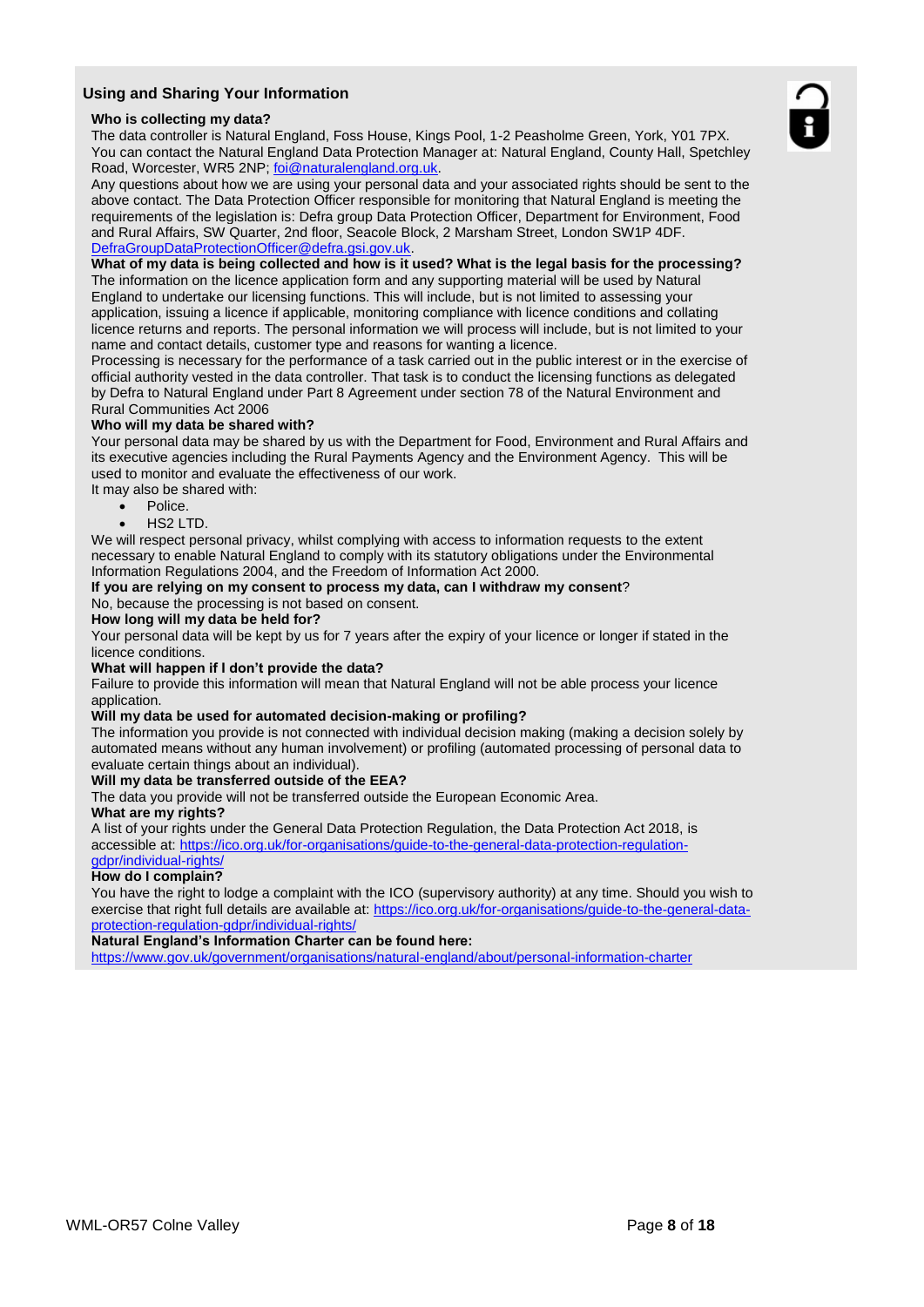## Using and Sharing Your Information

**Who is collecting my data?**
The data controller is Natural England, Foss House, Kings Pool, 1-2 Peasholme Green, York, Y01 7PX. You can contact the Natural England Data Protection Manager at: Natural England, County Hall, Spetchley Road, Worcester, WR5 2NP; foi@naturalengland.org.uk.
Any questions about how we are using your personal data and your associated rights should be sent to the above contact. The Data Protection Officer responsible for monitoring that Natural England is meeting the requirements of the legislation is: Defra group Data Protection Officer, Department for Environment, Food and Rural Affairs, SW Quarter, 2nd floor, Seacole Block, 2 Marsham Street, London SW1P 4DF. DefraGroupDataProtectionOfficer@defra.gsi.gov.uk.

**What of my data is being collected and how is it used? What is the legal basis for the processing?**
The information on the licence application form and any supporting material will be used by Natural England to undertake our licensing functions. This will include, but is not limited to assessing your application, issuing a licence if applicable, monitoring compliance with licence conditions and collating licence returns and reports. The personal information we will process will include, but is not limited to your name and contact details, customer type and reasons for wanting a licence.
Processing is necessary for the performance of a task carried out in the public interest or in the exercise of official authority vested in the data controller. That task is to conduct the licensing functions as delegated by Defra to Natural England under Part 8 Agreement under section 78 of the Natural Environment and Rural Communities Act 2006

**Who will my data be shared with?**
Your personal data may be shared by us with the Department for Food, Environment and Rural Affairs and its executive agencies including the Rural Payments Agency and the Environment Agency. This will be used to monitor and evaluate the effectiveness of our work.
It may also be shared with:

- Police.
- HS2 LTD.

We will respect personal privacy, whilst complying with access to information requests to the extent necessary to enable Natural England to comply with its statutory obligations under the Environmental Information Regulations 2004, and the Freedom of Information Act 2000.

**If you are relying on my consent to process my data, can I withdraw my consent?**
No, because the processing is not based on consent.

**How long will my data be held for?**
Your personal data will be kept by us for 7 years after the expiry of your licence or longer if stated in the licence conditions.

**What will happen if I don't provide the data?**
Failure to provide this information will mean that Natural England will not be able process your licence application.

**Will my data be used for automated decision-making or profiling?**
The information you provide is not connected with individual decision making (making a decision solely by automated means without any human involvement) or profiling (automated processing of personal data to evaluate certain things about an individual).

**Will my data be transferred outside of the EEA?**
The data you provide will not be transferred outside the European Economic Area.

**What are my rights?**
A list of your rights under the General Data Protection Regulation, the Data Protection Act 2018, is accessible at: https://ico.org.uk/for-organisations/guide-to-the-general-data-protection-regulation-gdpr/individual-rights/

**How do I complain?**
You have the right to lodge a complaint with the ICO (supervisory authority) at any time. Should you wish to exercise that right full details are available at: https://ico.org.uk/for-organisations/guide-to-the-general-data-protection-regulation-gdpr/individual-rights/

**Natural England's Information Charter can be found here:**
https://www.gov.uk/government/organisations/natural-england/about/personal-information-charter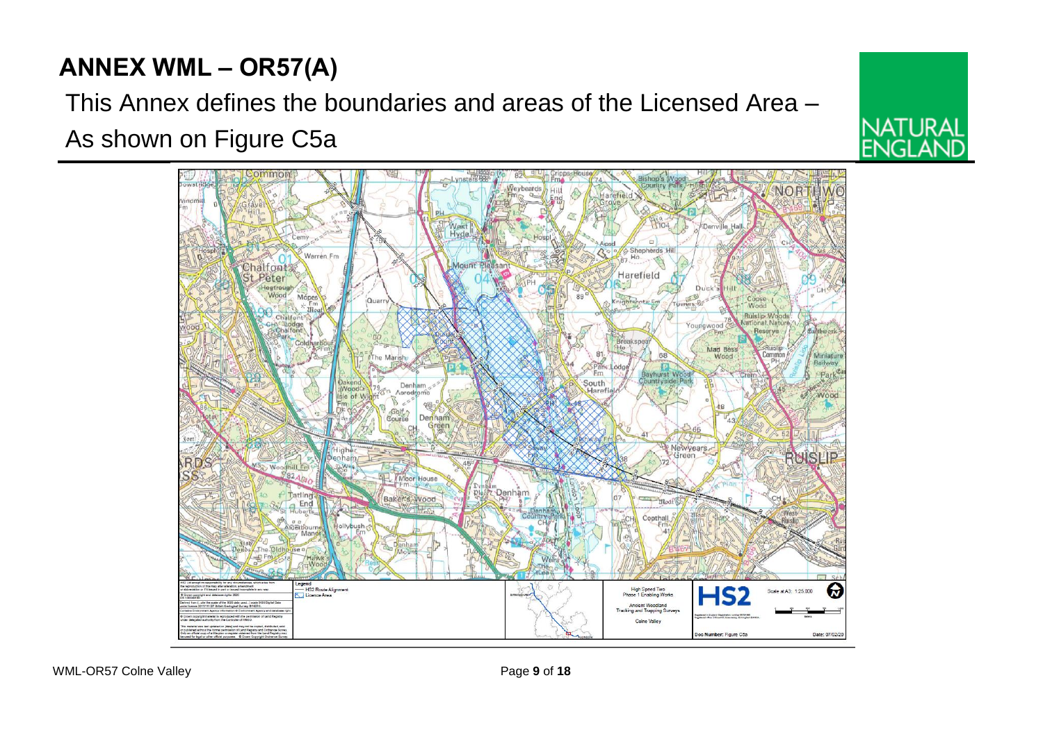# ANNEX WML – OR57(A)

This Annex defines the boundaries and areas of the Licensed Area –

As shown on Figure C5a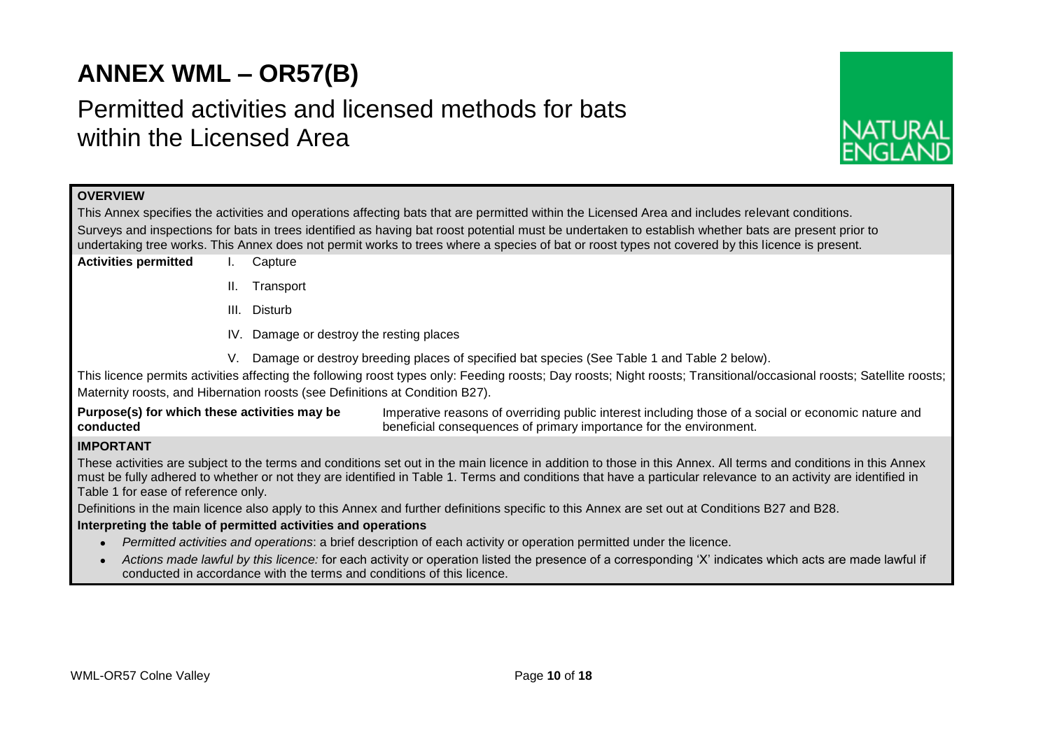# ANNEX WML – OR57(B)

## Permitted activities and licensed methods for bats within the Licensed Area

**OVERVIEW**

This Annex specifies the activities and operations affecting bats that are permitted within the Licensed Area and includes relevant conditions.

Surveys and inspections for bats in trees identified as having bat roost potential must be undertaken to establish whether bats are present prior to undertaking tree works. This Annex does not permit works to trees where a species of bat or roost types not covered by this licence is present.

**Activities permitted**

I. Capture

II. Transport

III. Disturb

IV. Damage or destroy the resting places

V. Damage or destroy breeding places of specified bat species (See Table 1 and Table 2 below).

This licence permits activities affecting the following roost types only: Feeding roosts; Day roosts; Night roosts; Transitional/occasional roosts; Satellite roosts; Maternity roosts, and Hibernation roosts (see Definitions at Condition B27).

**Purpose(s) for which these activities may be conducted** Imperative reasons of overriding public interest including those of a social or economic nature and beneficial consequences of primary importance for the environment.

**IMPORTANT**

These activities are subject to the terms and conditions set out in the main licence in addition to those in this Annex. All terms and conditions in this Annex must be fully adhered to whether or not they are identified in Table 1. Terms and conditions that have a particular relevance to an activity are identified in Table 1 for ease of reference only.

Definitions in the main licence also apply to this Annex and further definitions specific to this Annex are set out at Conditions B27 and B28.

**Interpreting the table of permitted activities and operations**

- *Permitted activities and operations*: a brief description of each activity or operation permitted under the licence.
- *Actions made lawful by this licence:* for each activity or operation listed the presence of a corresponding 'X' indicates which acts are made lawful if conducted in accordance with the terms and conditions of this licence.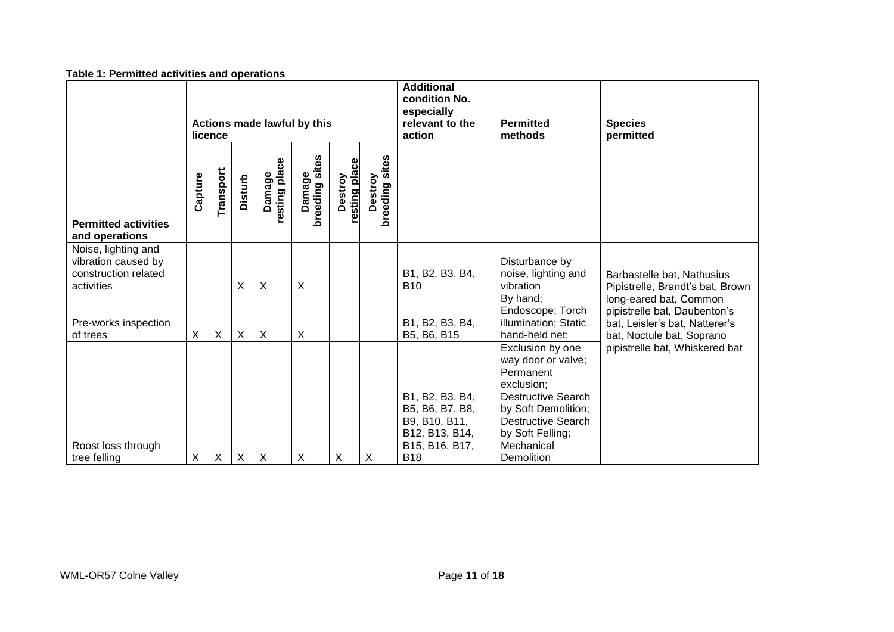**Table 1: Permitted activities and operations**

| Permitted activities and operations | Actions made lawful by this licence | | | | | | | Additional condition No. especially relevant to the action | Permitted methods | Species permitted |
|---|---|---|---|---|---|---|---|---|---|---|
| | Capture | Transport | Disturb | Damage resting place | Damage breeding sites | Destroy resting place | Destroy breeding sites | | | |
| Noise, lighting and vibration caused by construction related activities | | | X | X | X | | | B1, B2, B3, B4, B10 | Disturbance by noise, lighting and vibration | Barbastelle bat, Nathusius Pipistrelle, Brandt's bat, Brown long-eared bat, Common pipistrelle bat, Daubenton's bat, Leisler's bat, Natterer's bat, Noctule bat, Soprano pipistrelle bat, Whiskered bat |
| Pre-works inspection of trees | X | X | X | X | X | | | B1, B2, B3, B4, B5, B6, B15 | By hand; Endoscope; Torch illumination; Static hand-held net; | |
| Roost loss through tree felling | X | X | X | X | X | X | X | B1, B2, B3, B4, B5, B6, B7, B8, B9, B10, B11, B12, B13, B14, B15, B16, B17, B18 | Exclusion by one way door or valve; Permanent exclusion; Destructive Search by Soft Demolition; Destructive Search by Soft Felling; Mechanical Demolition | |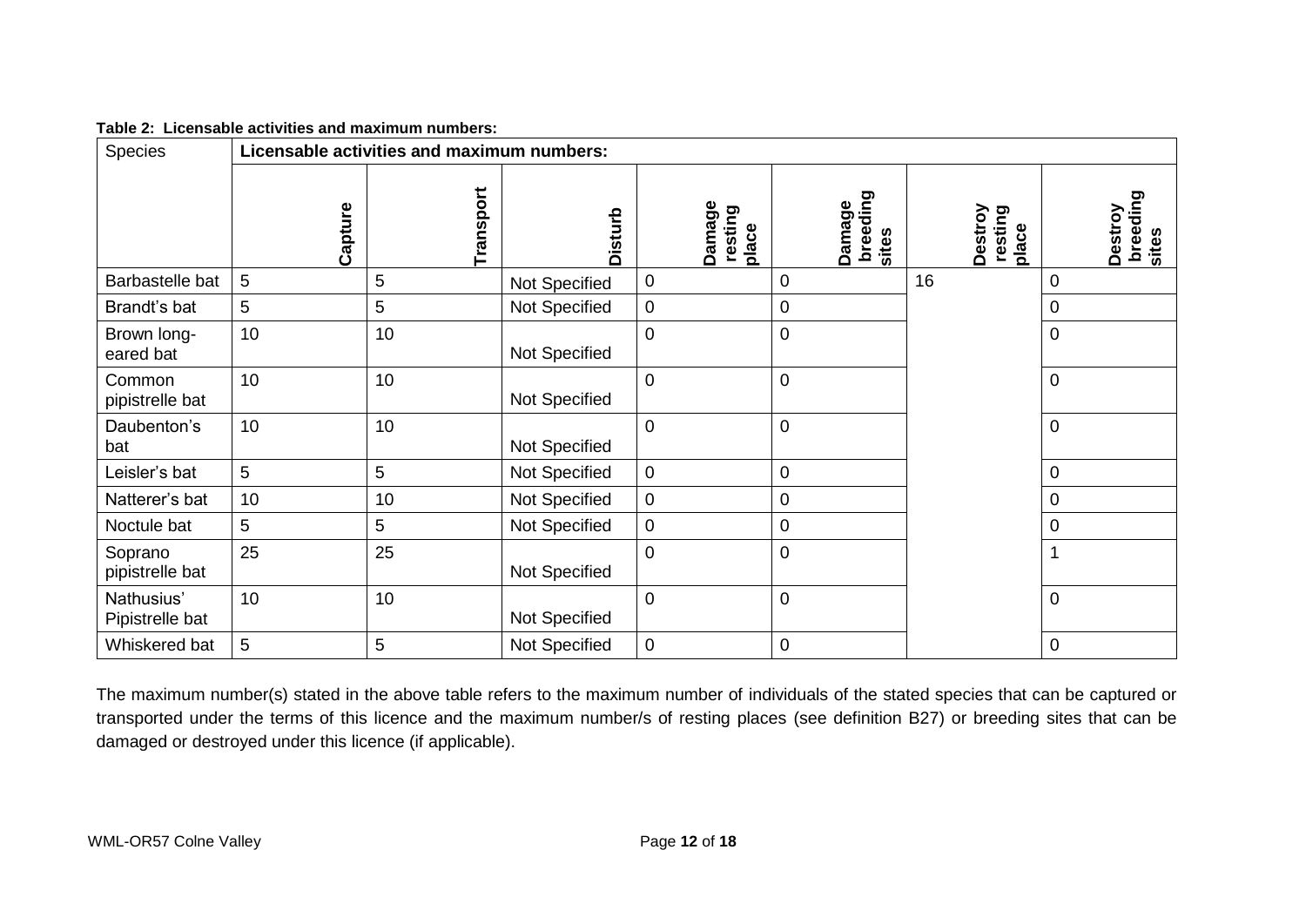**Table 2: Licensable activities and maximum numbers:**

| Species | Licensable activities and maximum numbers: | | | | | | |
|---|---|---|---|---|---|---|---|
| | Capture | Transport | Disturb | Damage resting place | Damage breeding sites | Destroy resting place | Destroy breeding sites |
| Barbastelle bat | 5 | 5 | Not Specified | 0 | 0 | 16 | 0 |
| Brandt's bat | 5 | 5 | Not Specified | 0 | 0 | | 0 |
| Brown long-eared bat | 10 | 10 | Not Specified | 0 | 0 | | 0 |
| Common pipistrelle bat | 10 | 10 | Not Specified | 0 | 0 | | 0 |
| Daubenton's bat | 10 | 10 | Not Specified | 0 | 0 | | 0 |
| Leisler's bat | 5 | 5 | Not Specified | 0 | 0 | | 0 |
| Natterer's bat | 10 | 10 | Not Specified | 0 | 0 | | 0 |
| Noctule bat | 5 | 5 | Not Specified | 0 | 0 | | 0 |
| Soprano pipistrelle bat | 25 | 25 | Not Specified | 0 | 0 | | 1 |
| Nathusius' Pipistrelle bat | 10 | 10 | Not Specified | 0 | 0 | | 0 |
| Whiskered bat | 5 | 5 | Not Specified | 0 | 0 | | 0 |

The maximum number(s) stated in the above table refers to the maximum number of individuals of the stated species that can be captured or transported under the terms of this licence and the maximum number/s of resting places (see definition B27) or breeding sites that can be damaged or destroyed under this licence (if applicable).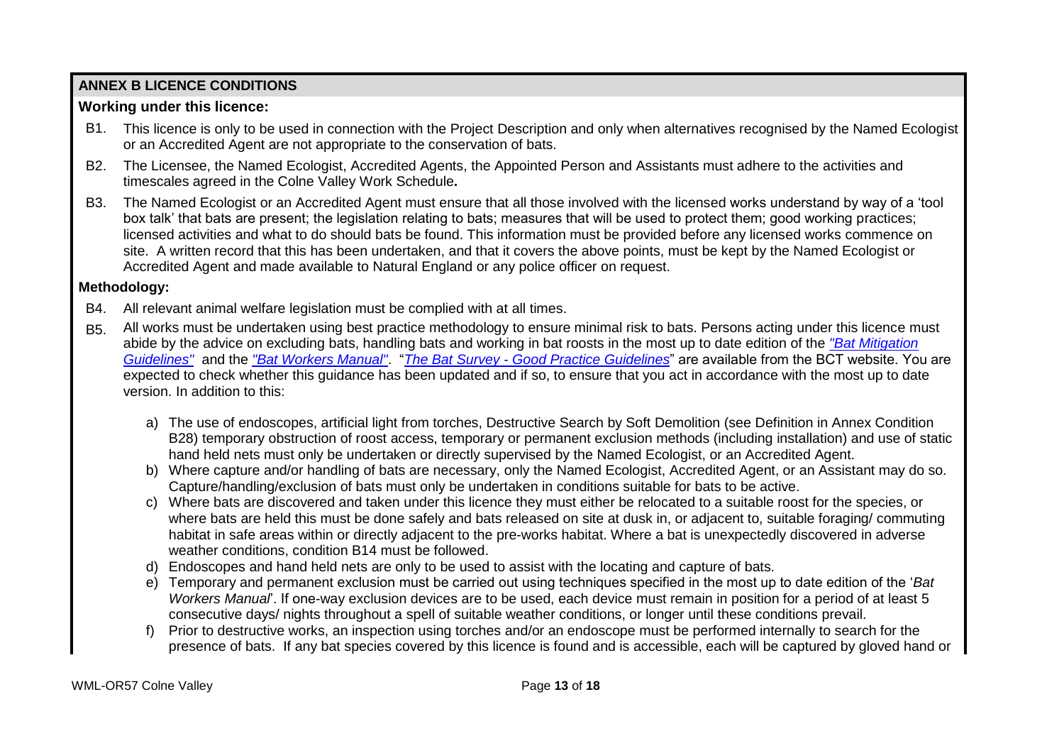## ANNEX B LICENCE CONDITIONS

### Working under this licence:

B1. This licence is only to be used in connection with the Project Description and only when alternatives recognised by the Named Ecologist or an Accredited Agent are not appropriate to the conservation of bats.

B2. The Licensee, the Named Ecologist, Accredited Agents, the Appointed Person and Assistants must adhere to the activities and timescales agreed in the Colne Valley Work Schedule**.**

B3. The Named Ecologist or an Accredited Agent must ensure that all those involved with the licensed works understand by way of a 'tool box talk' that bats are present; the legislation relating to bats; measures that will be used to protect them; good working practices; licensed activities and what to do should bats be found. This information must be provided before any licensed works commence on site. A written record that this has been undertaken, and that it covers the above points, must be kept by the Named Ecologist or Accredited Agent and made available to Natural England or any police officer on request.

### Methodology:

B4. All relevant animal welfare legislation must be complied with at all times.

B5. All works must be undertaken using best practice methodology to ensure minimal risk to bats. Persons acting under this licence must abide by the advice on excluding bats, handling bats and working in bat roosts in the most up to date edition of the *"Bat Mitigation Guidelines"* and the *"Bat Workers Manual"*. "*The Bat Survey - Good Practice Guidelines*" are available from the BCT website. You are expected to check whether this guidance has been updated and if so, to ensure that you act in accordance with the most up to date version. In addition to this:

a) The use of endoscopes, artificial light from torches, Destructive Search by Soft Demolition (see Definition in Annex Condition B28) temporary obstruction of roost access, temporary or permanent exclusion methods (including installation) and use of static hand held nets must only be undertaken or directly supervised by the Named Ecologist, or an Accredited Agent.

b) Where capture and/or handling of bats are necessary, only the Named Ecologist, Accredited Agent, or an Assistant may do so. Capture/handling/exclusion of bats must only be undertaken in conditions suitable for bats to be active.

c) Where bats are discovered and taken under this licence they must either be relocated to a suitable roost for the species, or where bats are held this must be done safely and bats released on site at dusk in, or adjacent to, suitable foraging/ commuting habitat in safe areas within or directly adjacent to the pre-works habitat. Where a bat is unexpectedly discovered in adverse weather conditions, condition B14 must be followed.

d) Endoscopes and hand held nets are only to be used to assist with the locating and capture of bats.

e) Temporary and permanent exclusion must be carried out using techniques specified in the most up to date edition of the '*Bat Workers Manual*'. If one-way exclusion devices are to be used, each device must remain in position for a period of at least 5 consecutive days/ nights throughout a spell of suitable weather conditions, or longer until these conditions prevail.

f) Prior to destructive works, an inspection using torches and/or an endoscope must be performed internally to search for the presence of bats. If any bat species covered by this licence is found and is accessible, each will be captured by gloved hand or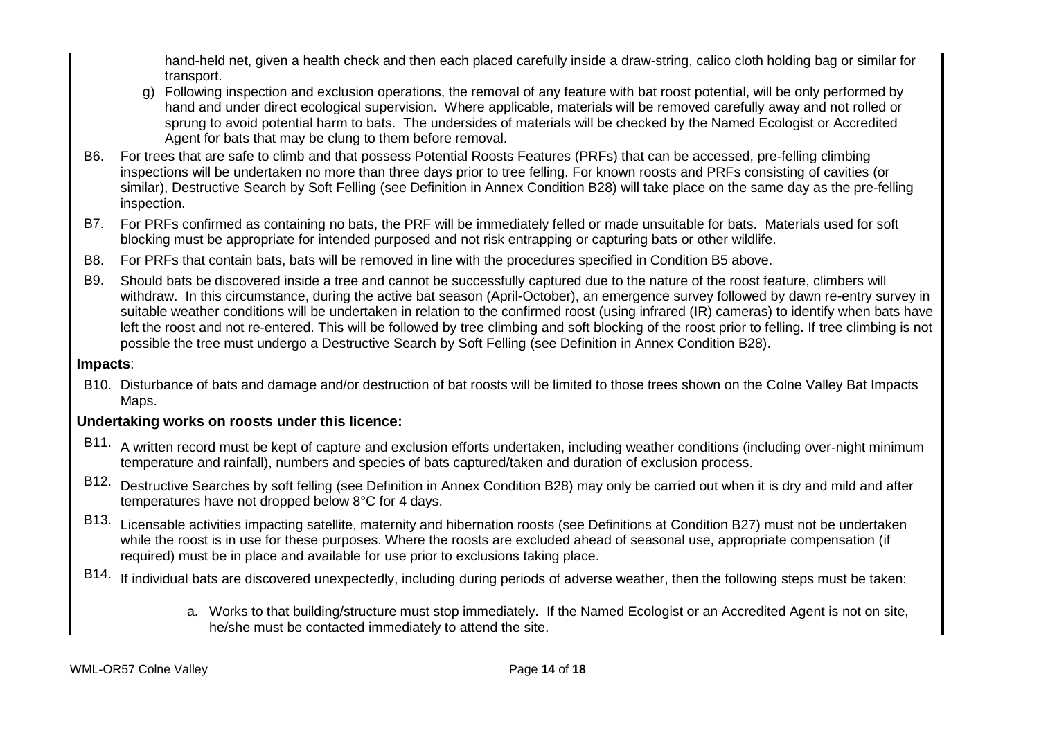hand-held net, given a health check and then each placed carefully inside a draw-string, calico cloth holding bag or similar for transport.

g) Following inspection and exclusion operations, the removal of any feature with bat roost potential, will be only performed by hand and under direct ecological supervision. Where applicable, materials will be removed carefully away and not rolled or sprung to avoid potential harm to bats. The undersides of materials will be checked by the Named Ecologist or Accredited Agent for bats that may be clung to them before removal.

B6. For trees that are safe to climb and that possess Potential Roosts Features (PRFs) that can be accessed, pre-felling climbing inspections will be undertaken no more than three days prior to tree felling. For known roosts and PRFs consisting of cavities (or similar), Destructive Search by Soft Felling (see Definition in Annex Condition B28) will take place on the same day as the pre-felling inspection.

B7. For PRFs confirmed as containing no bats, the PRF will be immediately felled or made unsuitable for bats. Materials used for soft blocking must be appropriate for intended purposed and not risk entrapping or capturing bats or other wildlife.

B8. For PRFs that contain bats, bats will be removed in line with the procedures specified in Condition B5 above.

B9. Should bats be discovered inside a tree and cannot be successfully captured due to the nature of the roost feature, climbers will withdraw. In this circumstance, during the active bat season (April-October), an emergence survey followed by dawn re-entry survey in suitable weather conditions will be undertaken in relation to the confirmed roost (using infrared (IR) cameras) to identify when bats have left the roost and not re-entered. This will be followed by tree climbing and soft blocking of the roost prior to felling. If tree climbing is not possible the tree must undergo a Destructive Search by Soft Felling (see Definition in Annex Condition B28).

**Impacts**:

B10. Disturbance of bats and damage and/or destruction of bat roosts will be limited to those trees shown on the Colne Valley Bat Impacts Maps.

**Undertaking works on roosts under this licence:**

B11. A written record must be kept of capture and exclusion efforts undertaken, including weather conditions (including over-night minimum temperature and rainfall), numbers and species of bats captured/taken and duration of exclusion process.

B12. Destructive Searches by soft felling (see Definition in Annex Condition B28) may only be carried out when it is dry and mild and after temperatures have not dropped below 8°C for 4 days.

B13. Licensable activities impacting satellite, maternity and hibernation roosts (see Definitions at Condition B27) must not be undertaken while the roost is in use for these purposes. Where the roosts are excluded ahead of seasonal use, appropriate compensation (if required) must be in place and available for use prior to exclusions taking place.

B14. If individual bats are discovered unexpectedly, including during periods of adverse weather, then the following steps must be taken:

a. Works to that building/structure must stop immediately. If the Named Ecologist or an Accredited Agent is not on site, he/she must be contacted immediately to attend the site.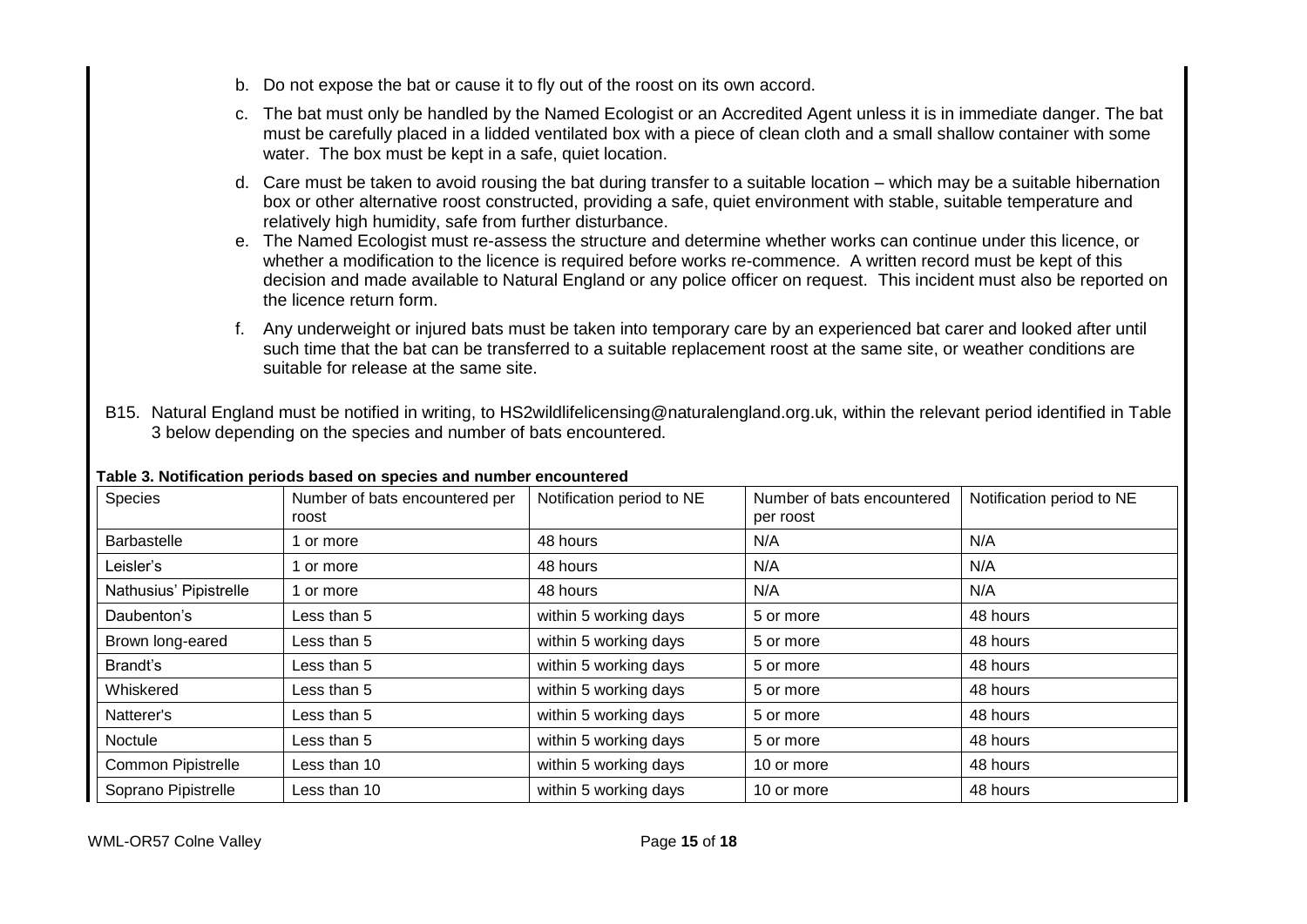b. Do not expose the bat or cause it to fly out of the roost on its own accord.

c. The bat must only be handled by the Named Ecologist or an Accredited Agent unless it is in immediate danger. The bat must be carefully placed in a lidded ventilated box with a piece of clean cloth and a small shallow container with some water. The box must be kept in a safe, quiet location.

d. Care must be taken to avoid rousing the bat during transfer to a suitable location – which may be a suitable hibernation box or other alternative roost constructed, providing a safe, quiet environment with stable, suitable temperature and relatively high humidity, safe from further disturbance.

e. The Named Ecologist must re-assess the structure and determine whether works can continue under this licence, or whether a modification to the licence is required before works re-commence. A written record must be kept of this decision and made available to Natural England or any police officer on request. This incident must also be reported on the licence return form.

f. Any underweight or injured bats must be taken into temporary care by an experienced bat carer and looked after until such time that the bat can be transferred to a suitable replacement roost at the same site, or weather conditions are suitable for release at the same site.

B15. Natural England must be notified in writing, to HS2wildlifelicensing@naturalengland.org.uk, within the relevant period identified in Table 3 below depending on the species and number of bats encountered.

**Table 3. Notification periods based on species and number encountered**

| Species | Number of bats encountered per roost | Notification period to NE | Number of bats encountered per roost | Notification period to NE |
|---|---|---|---|---|
| Barbastelle | 1 or more | 48 hours | N/A | N/A |
| Leisler's | 1 or more | 48 hours | N/A | N/A |
| Nathusius' Pipistrelle | 1 or more | 48 hours | N/A | N/A |
| Daubenton's | Less than 5 | within 5 working days | 5 or more | 48 hours |
| Brown long-eared | Less than 5 | within 5 working days | 5 or more | 48 hours |
| Brandt's | Less than 5 | within 5 working days | 5 or more | 48 hours |
| Whiskered | Less than 5 | within 5 working days | 5 or more | 48 hours |
| Natterer's | Less than 5 | within 5 working days | 5 or more | 48 hours |
| Noctule | Less than 5 | within 5 working days | 5 or more | 48 hours |
| Common Pipistrelle | Less than 10 | within 5 working days | 10 or more | 48 hours |
| Soprano Pipistrelle | Less than 10 | within 5 working days | 10 or more | 48 hours |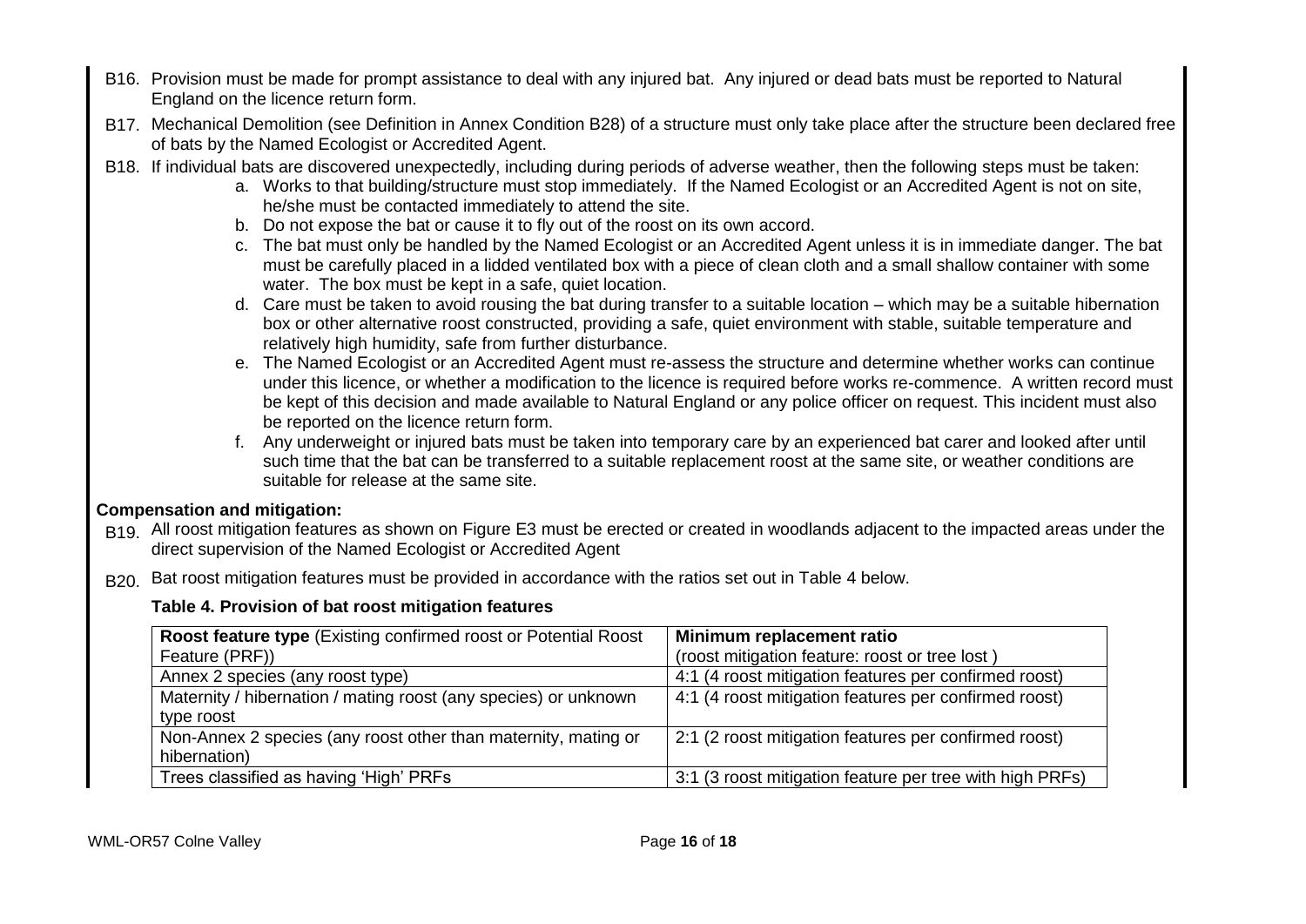B16. Provision must be made for prompt assistance to deal with any injured bat. Any injured or dead bats must be reported to Natural England on the licence return form.

B17. Mechanical Demolition (see Definition in Annex Condition B28) of a structure must only take place after the structure been declared free of bats by the Named Ecologist or Accredited Agent.

B18. If individual bats are discovered unexpectedly, including during periods of adverse weather, then the following steps must be taken:

   a. Works to that building/structure must stop immediately. If the Named Ecologist or an Accredited Agent is not on site, he/she must be contacted immediately to attend the site.
   b. Do not expose the bat or cause it to fly out of the roost on its own accord.
   c. The bat must only be handled by the Named Ecologist or an Accredited Agent unless it is in immediate danger. The bat must be carefully placed in a lidded ventilated box with a piece of clean cloth and a small shallow container with some water. The box must be kept in a safe, quiet location.
   d. Care must be taken to avoid rousing the bat during transfer to a suitable location – which may be a suitable hibernation box or other alternative roost constructed, providing a safe, quiet environment with stable, suitable temperature and relatively high humidity, safe from further disturbance.
   e. The Named Ecologist or an Accredited Agent must re-assess the structure and determine whether works can continue under this licence, or whether a modification to the licence is required before works re-commence. A written record must be kept of this decision and made available to Natural England or any police officer on request. This incident must also be reported on the licence return form.
   f. Any underweight or injured bats must be taken into temporary care by an experienced bat carer and looked after until such time that the bat can be transferred to a suitable replacement roost at the same site, or weather conditions are suitable for release at the same site.

**Compensation and mitigation:**

B19. All roost mitigation features as shown on Figure E3 must be erected or created in woodlands adjacent to the impacted areas under the direct supervision of the Named Ecologist or Accredited Agent

B20. Bat roost mitigation features must be provided in accordance with the ratios set out in Table 4 below.

**Table 4. Provision of bat roost mitigation features**

| **Roost feature type** (Existing confirmed roost or Potential Roost Feature (PRF)) | **Minimum replacement ratio** (roost mitigation feature: roost or tree lost ) |
|---|---|
| Annex 2 species (any roost type) | 4:1 (4 roost mitigation features per confirmed roost) |
| Maternity / hibernation / mating roost (any species) or unknown type roost | 4:1 (4 roost mitigation features per confirmed roost) |
| Non-Annex 2 species (any roost other than maternity, mating or hibernation) | 2:1 (2 roost mitigation features per confirmed roost) |
| Trees classified as having 'High' PRFs | 3:1 (3 roost mitigation feature per tree with high PRFs) |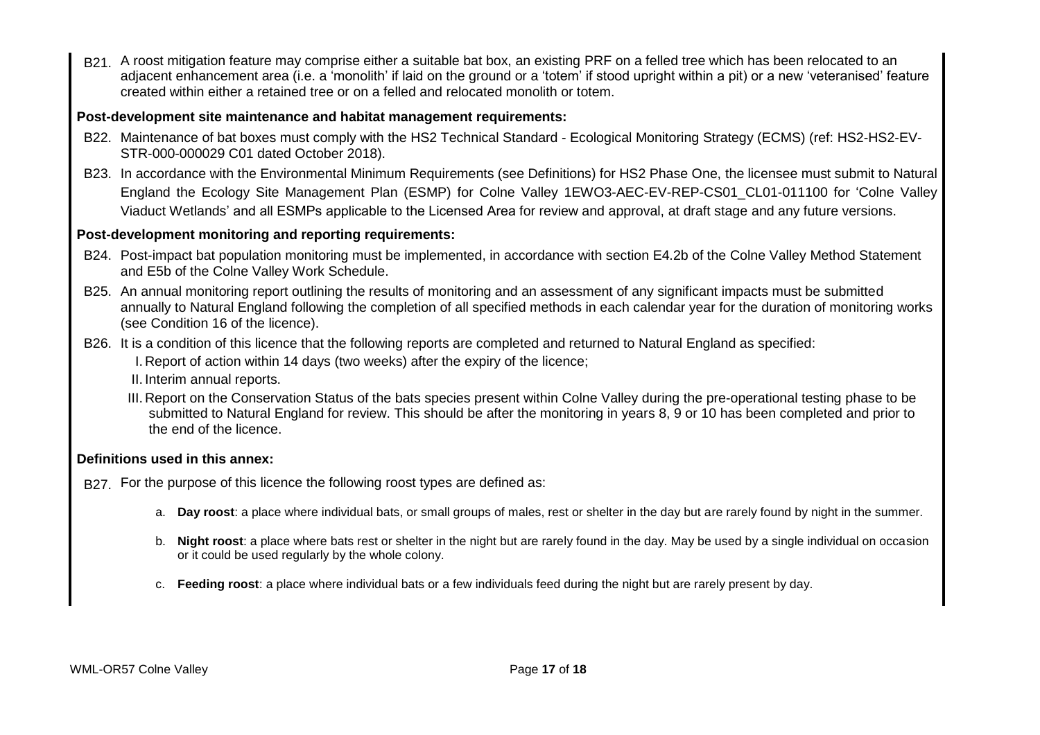B21. A roost mitigation feature may comprise either a suitable bat box, an existing PRF on a felled tree which has been relocated to an adjacent enhancement area (i.e. a 'monolith' if laid on the ground or a 'totem' if stood upright within a pit) or a new 'veteranised' feature created within either a retained tree or on a felled and relocated monolith or totem.

**Post-development site maintenance and habitat management requirements:**

B22. Maintenance of bat boxes must comply with the HS2 Technical Standard - Ecological Monitoring Strategy (ECMS) (ref: HS2-HS2-EV-STR-000-000029 C01 dated October 2018).

B23. In accordance with the Environmental Minimum Requirements (see Definitions) for HS2 Phase One, the licensee must submit to Natural England the Ecology Site Management Plan (ESMP) for Colne Valley 1EWO3-AEC-EV-REP-CS01_CL01-011100 for 'Colne Valley Viaduct Wetlands' and all ESMPs applicable to the Licensed Area for review and approval, at draft stage and any future versions.

**Post-development monitoring and reporting requirements:**

B24. Post-impact bat population monitoring must be implemented, in accordance with section E4.2b of the Colne Valley Method Statement and E5b of the Colne Valley Work Schedule.

B25. An annual monitoring report outlining the results of monitoring and an assessment of any significant impacts must be submitted annually to Natural England following the completion of all specified methods in each calendar year for the duration of monitoring works (see Condition 16 of the licence).

B26. It is a condition of this licence that the following reports are completed and returned to Natural England as specified:

I. Report of action within 14 days (two weeks) after the expiry of the licence;

II. Interim annual reports.

III. Report on the Conservation Status of the bats species present within Colne Valley during the pre-operational testing phase to be submitted to Natural England for review. This should be after the monitoring in years 8, 9 or 10 has been completed and prior to the end of the licence.

**Definitions used in this annex:**

B27. For the purpose of this licence the following roost types are defined as:

a. **Day roost**: a place where individual bats, or small groups of males, rest or shelter in the day but are rarely found by night in the summer.

b. **Night roost**: a place where bats rest or shelter in the night but are rarely found in the day. May be used by a single individual on occasion or it could be used regularly by the whole colony.

c. **Feeding roost**: a place where individual bats or a few individuals feed during the night but are rarely present by day.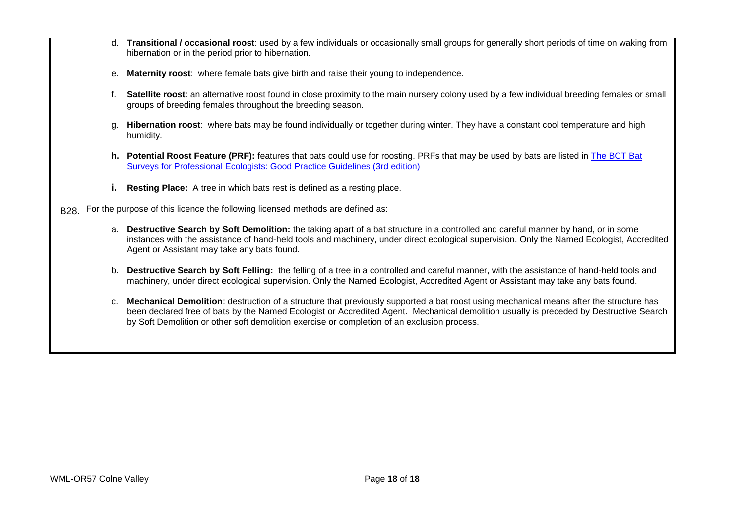d. **Transitional / occasional roost**: used by a few individuals or occasionally small groups for generally short periods of time on waking from hibernation or in the period prior to hibernation.

e. **Maternity roost**: where female bats give birth and raise their young to independence.

f. **Satellite roost**: an alternative roost found in close proximity to the main nursery colony used by a few individual breeding females or small groups of breeding females throughout the breeding season.

g. **Hibernation roost**: where bats may be found individually or together during winter. They have a constant cool temperature and high humidity.

h. **Potential Roost Feature (PRF):** features that bats could use for roosting. PRFs that may be used by bats are listed in [The BCT Bat Surveys for Professional Ecologists: Good Practice Guidelines (3rd edition)]

i. **Resting Place:** A tree in which bats rest is defined as a resting place.

B28. For the purpose of this licence the following licensed methods are defined as:

a. **Destructive Search by Soft Demolition:** the taking apart of a bat structure in a controlled and careful manner by hand, or in some instances with the assistance of hand-held tools and machinery, under direct ecological supervision. Only the Named Ecologist, Accredited Agent or Assistant may take any bats found.

b. **Destructive Search by Soft Felling:** the felling of a tree in a controlled and careful manner, with the assistance of hand-held tools and machinery, under direct ecological supervision. Only the Named Ecologist, Accredited Agent or Assistant may take any bats found.

c. **Mechanical Demolition**: destruction of a structure that previously supported a bat roost using mechanical means after the structure has been declared free of bats by the Named Ecologist or Accredited Agent. Mechanical demolition usually is preceded by Destructive Search by Soft Demolition or other soft demolition exercise or completion of an exclusion process.